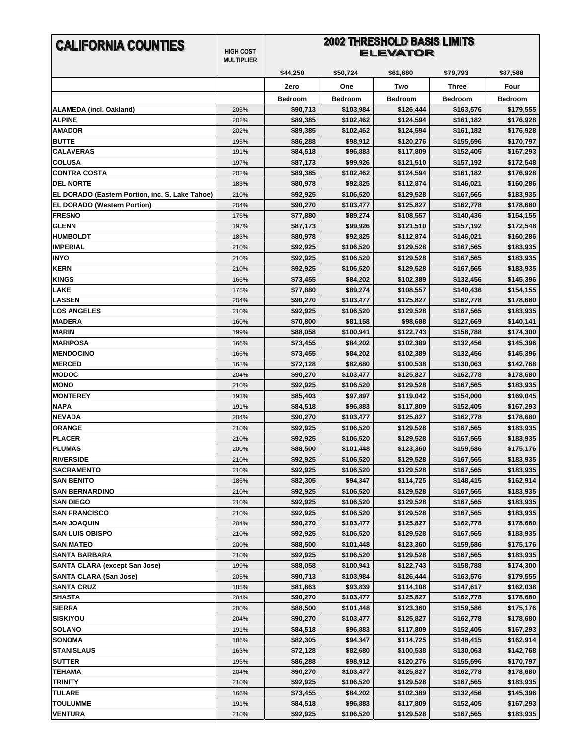| CALIFORNIA COUNTIES | HIGH COST MULTIPLIER | 2002 THRESHOLD BASIS LIMITS ELEVATOR | | | | |
|---|---|---|---|---|---|---|
| | | $44,250 | $50,724 | $61,680 | $79,793 | $87,588 |
| | | Zero | One | Two | Three | Four |
| | | Bedroom | Bedroom | Bedroom | Bedroom | Bedroom |
| **ALAMEDA (incl. Oakland)** | 205% | **$90,713** | **$103,984** | **$126,444** | **$163,576** | **$179,555** |
| **ALPINE** | 202% | **$89,385** | **$102,462** | **$124,594** | **$161,182** | **$176,928** |
| **AMADOR** | 202% | **$89,385** | **$102,462** | **$124,594** | **$161,182** | **$176,928** |
| **BUTTE** | 195% | **$86,288** | **$98,912** | **$120,276** | **$155,596** | **$170,797** |
| **CALAVERAS** | 191% | **$84,518** | **$96,883** | **$117,809** | **$152,405** | **$167,293** |
| **COLUSA** | 197% | **$87,173** | **$99,926** | **$121,510** | **$157,192** | **$172,548** |
| **CONTRA COSTA** | 202% | **$89,385** | **$102,462** | **$124,594** | **$161,182** | **$176,928** |
| **DEL NORTE** | 183% | **$80,978** | **$92,825** | **$112,874** | **$146,021** | **$160,286** |
| **EL DORADO (Eastern Portion, inc. S. Lake Tahoe)** | 210% | **$92,925** | **$106,520** | **$129,528** | **$167,565** | **$183,935** |
| **EL DORADO (Western Portion)** | 204% | **$90,270** | **$103,477** | **$125,827** | **$162,778** | **$178,680** |
| **FRESNO** | 176% | **$77,880** | **$89,274** | **$108,557** | **$140,436** | **$154,155** |
| **GLENN** | 197% | **$87,173** | **$99,926** | **$121,510** | **$157,192** | **$172,548** |
| **HUMBOLDT** | 183% | **$80,978** | **$92,825** | **$112,874** | **$146,021** | **$160,286** |
| **IMPERIAL** | 210% | **$92,925** | **$106,520** | **$129,528** | **$167,565** | **$183,935** |
| **INYO** | 210% | **$92,925** | **$106,520** | **$129,528** | **$167,565** | **$183,935** |
| **KERN** | 210% | **$92,925** | **$106,520** | **$129,528** | **$167,565** | **$183,935** |
| **KINGS** | 166% | **$73,455** | **$84,202** | **$102,389** | **$132,456** | **$145,396** |
| **LAKE** | 176% | **$77,880** | **$89,274** | **$108,557** | **$140,436** | **$154,155** |
| **LASSEN** | 204% | **$90,270** | **$103,477** | **$125,827** | **$162,778** | **$178,680** |
| **LOS ANGELES** | 210% | **$92,925** | **$106,520** | **$129,528** | **$167,565** | **$183,935** |
| **MADERA** | 160% | **$70,800** | **$81,158** | **$98,688** | **$127,669** | **$140,141** |
| **MARIN** | 199% | **$88,058** | **$100,941** | **$122,743** | **$158,788** | **$174,300** |
| **MARIPOSA** | 166% | **$73,455** | **$84,202** | **$102,389** | **$132,456** | **$145,396** |
| **MENDOCINO** | 166% | **$73,455** | **$84,202** | **$102,389** | **$132,456** | **$145,396** |
| **MERCED** | 163% | **$72,128** | **$82,680** | **$100,538** | **$130,063** | **$142,768** |
| **MODOC** | 204% | **$90,270** | **$103,477** | **$125,827** | **$162,778** | **$178,680** |
| **MONO** | 210% | **$92,925** | **$106,520** | **$129,528** | **$167,565** | **$183,935** |
| **MONTEREY** | 193% | **$85,403** | **$97,897** | **$119,042** | **$154,000** | **$169,045** |
| **NAPA** | 191% | **$84,518** | **$96,883** | **$117,809** | **$152,405** | **$167,293** |
| **NEVADA** | 204% | **$90,270** | **$103,477** | **$125,827** | **$162,778** | **$178,680** |
| **ORANGE** | 210% | **$92,925** | **$106,520** | **$129,528** | **$167,565** | **$183,935** |
| **PLACER** | 210% | **$92,925** | **$106,520** | **$129,528** | **$167,565** | **$183,935** |
| **PLUMAS** | 200% | **$88,500** | **$101,448** | **$123,360** | **$159,586** | **$175,176** |
| **RIVERSIDE** | 210% | **$92,925** | **$106,520** | **$129,528** | **$167,565** | **$183,935** |
| **SACRAMENTO** | 210% | **$92,925** | **$106,520** | **$129,528** | **$167,565** | **$183,935** |
| **SAN BENITO** | 186% | **$82,305** | **$94,347** | **$114,725** | **$148,415** | **$162,914** |
| **SAN BERNARDINO** | 210% | **$92,925** | **$106,520** | **$129,528** | **$167,565** | **$183,935** |
| **SAN DIEGO** | 210% | **$92,925** | **$106,520** | **$129,528** | **$167,565** | **$183,935** |
| **SAN FRANCISCO** | 210% | **$92,925** | **$106,520** | **$129,528** | **$167,565** | **$183,935** |
| **SAN JOAQUIN** | 204% | **$90,270** | **$103,477** | **$125,827** | **$162,778** | **$178,680** |
| **SAN LUIS OBISPO** | 210% | **$92,925** | **$106,520** | **$129,528** | **$167,565** | **$183,935** |
| **SAN MATEO** | 200% | **$88,500** | **$101,448** | **$123,360** | **$159,586** | **$175,176** |
| **SANTA BARBARA** | 210% | **$92,925** | **$106,520** | **$129,528** | **$167,565** | **$183,935** |
| **SANTA CLARA (except San Jose)** | 199% | **$88,058** | **$100,941** | **$122,743** | **$158,788** | **$174,300** |
| **SANTA CLARA (San Jose)** | 205% | **$90,713** | **$103,984** | **$126,444** | **$163,576** | **$179,555** |
| **SANTA CRUZ** | 185% | **$81,863** | **$93,839** | **$114,108** | **$147,617** | **$162,038** |
| **SHASTA** | 204% | **$90,270** | **$103,477** | **$125,827** | **$162,778** | **$178,680** |
| **SIERRA** | 200% | **$88,500** | **$101,448** | **$123,360** | **$159,586** | **$175,176** |
| **SISKIYOU** | 204% | **$90,270** | **$103,477** | **$125,827** | **$162,778** | **$178,680** |
| **SOLANO** | 191% | **$84,518** | **$96,883** | **$117,809** | **$152,405** | **$167,293** |
| **SONOMA** | 186% | **$82,305** | **$94,347** | **$114,725** | **$148,415** | **$162,914** |
| **STANISLAUS** | 163% | **$72,128** | **$82,680** | **$100,538** | **$130,063** | **$142,768** |
| **SUTTER** | 195% | **$86,288** | **$98,912** | **$120,276** | **$155,596** | **$170,797** |
| **TEHAMA** | 204% | **$90,270** | **$103,477** | **$125,827** | **$162,778** | **$178,680** |
| **TRINITY** | 210% | **$92,925** | **$106,520** | **$129,528** | **$167,565** | **$183,935** |
| **TULARE** | 166% | **$73,455** | **$84,202** | **$102,389** | **$132,456** | **$145,396** |
| **TOULUMME** | 191% | **$84,518** | **$96,883** | **$117,809** | **$152,405** | **$167,293** |
| **VENTURA** | 210% | **$92,925** | **$106,520** | **$129,528** | **$167,565** | **$183,935** |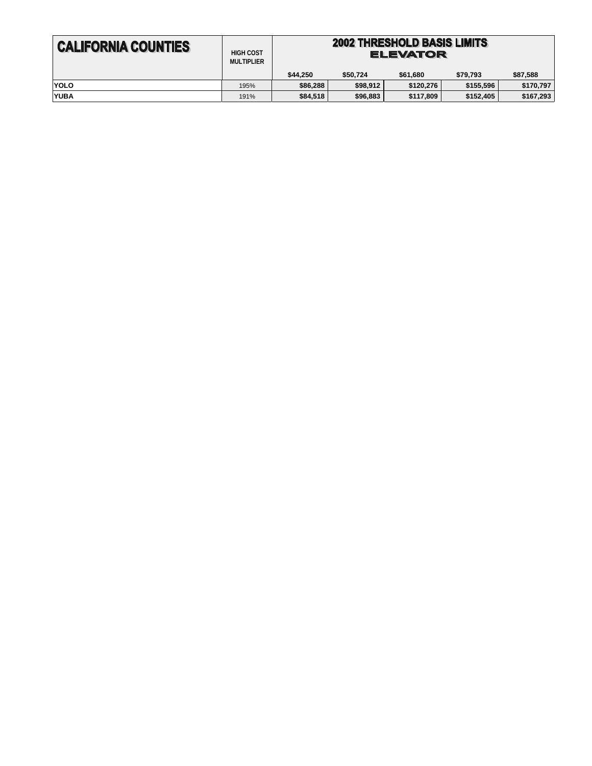| CALIFORNIA COUNTIES | HIGH COST MULTIPLIER | 2002 THRESHOLD BASIS LIMITS ELEVATOR | | | | |
|---|---|---|---|---|---|---|
| | | $44,250 | $50,724 | $61,680 | $79,793 | $87,588 |
| YOLO | 195% | $86,288 | $98,912 | $120,276 | $155,596 | $170,797 |
| YUBA | 191% | $84,518 | $96,883 | $117,809 | $152,405 | $167,293 |